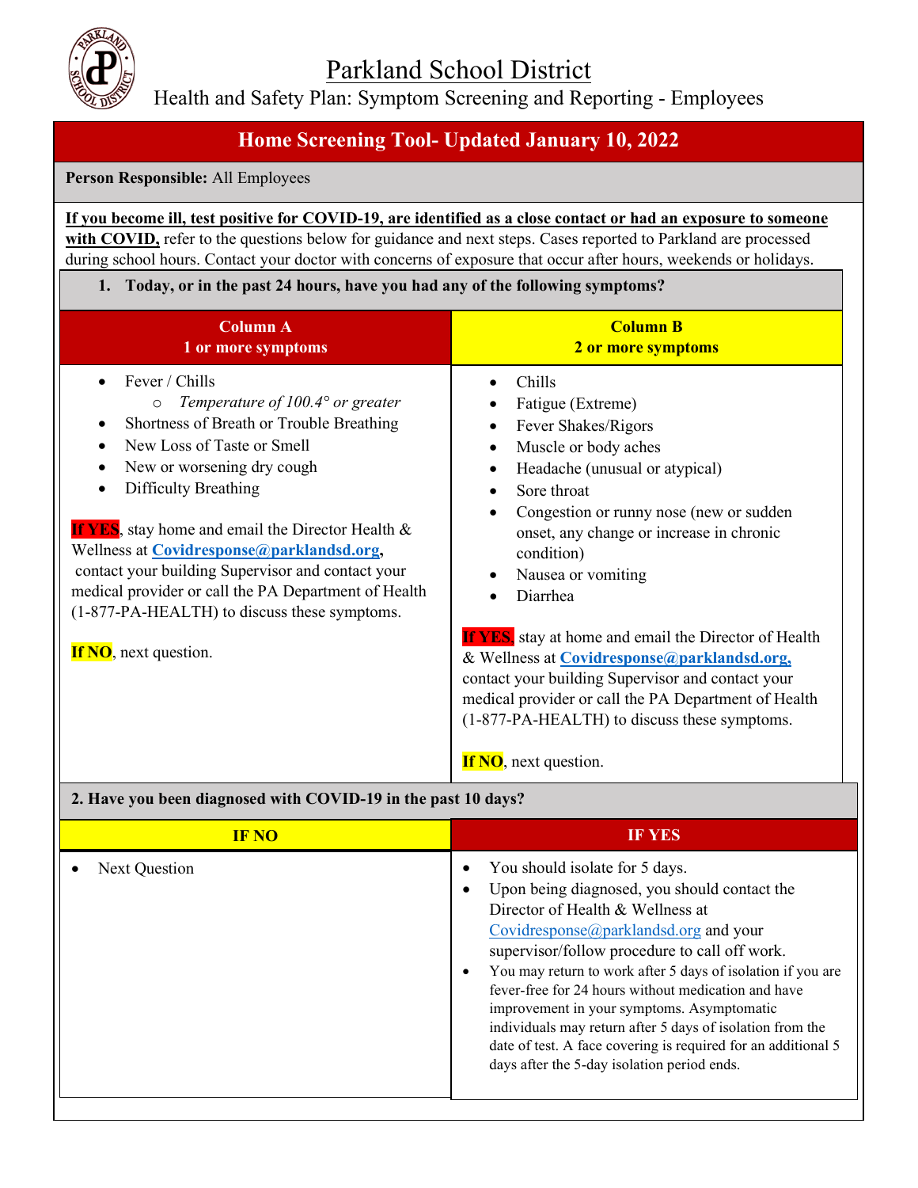# Parkland School District

Health and Safety Plan: Symptom Screening and Reporting - Employees

## Home Screening Tool- Updated January 10, 2022

**Person Responsible:** All Employees

**If you become ill, test positive for COVID-19, are identified as a close contact or had an exposure to someone with COVID,** refer to the questions below for guidance and next steps. Cases reported to Parkland are processed during school hours. Contact your doctor with concerns of exposure that occur after hours, weekends or holidays.

### 1. Today, or in the past 24 hours, have you had any of the following symptoms?

| **Column A**<br>**1 or more symptoms** | **Column B**<br>**2 or more symptoms** |
|---|---|
| • Fever / Chills<br>&nbsp;&nbsp;&nbsp;&nbsp;○ *Temperature of 100.4° or greater*<br>• Shortness of Breath or Trouble Breathing<br>• New Loss of Taste or Smell<br>• New or worsening dry cough<br>• Difficulty Breathing<br><br>**If YES**, stay home and email the Director Health & Wellness at **Covidresponse@parklandsd.org**, contact your building Supervisor and contact your medical provider or call the PA Department of Health (1-877-PA-HEALTH) to discuss these symptoms.<br><br>**If NO**, next question. | • Chills<br>• Fatigue (Extreme)<br>• Fever Shakes/Rigors<br>• Muscle or body aches<br>• Headache (unusual or atypical)<br>• Sore throat<br>• Congestion or runny nose (new or sudden onset, any change or increase in chronic condition)<br>• Nausea or vomiting<br>• Diarrhea<br><br>**If YES**, stay at home and email the Director of Health & Wellness at **Covidresponse@parklandsd.org,** contact your building Supervisor and contact your medical provider or call the PA Department of Health (1-877-PA-HEALTH) to discuss these symptoms.<br><br>**If NO**, next question. |

### 2. Have you been diagnosed with COVID-19 in the past 10 days?

| **IF NO** | **IF YES** |
|---|---|
| • Next Question | • You should isolate for 5 days.<br>• Upon being diagnosed, you should contact the Director of Health & Wellness at Covidresponse@parklandsd.org and your supervisor/follow procedure to call off work.<br>• You may return to work after 5 days of isolation if you are fever-free for 24 hours without medication and have improvement in your symptoms. Asymptomatic individuals may return after 5 days of isolation from the date of test. A face covering is required for an additional 5 days after the 5-day isolation period ends. |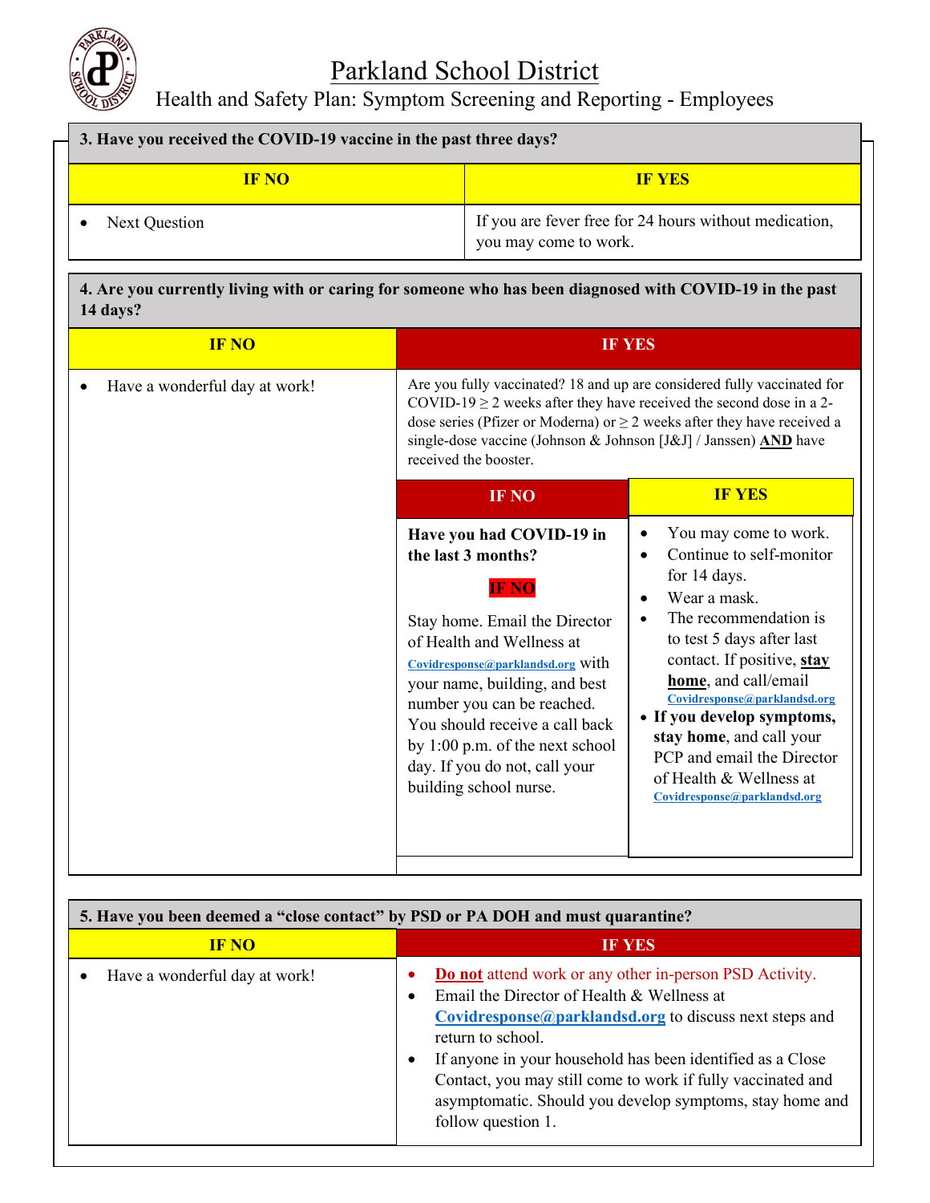# Parkland School District

Health and Safety Plan: Symptom Screening and Reporting - Employees

**3. Have you received the COVID-19 vaccine in the past three days?**

| IF NO | IF YES |
|---|---|
| • Next Question | If you are fever free for 24 hours without medication, you may come to work. |

**4. Are you currently living with or caring for someone who has been diagnosed with COVID-19 in the past 14 days?**

| IF NO | IF YES |
|---|---|
| • Have a wonderful day at work! | Are you fully vaccinated? 18 and up are considered fully vaccinated for COVID-19 ≥ 2 weeks after they have received the second dose in a 2-dose series (Pfizer or Moderna) or ≥ 2 weeks after they have received a single-dose vaccine (Johnson & Johnson [J&J] / Janssen) **AND** have received the booster. |

**If fully vaccinated — IF NO:**

**Have you had COVID-19 in the last 3 months?**

**IF NO**

Stay home. Email the Director of Health and Wellness at Covidresponse@parklandsd.org with your name, building, and best number you can be reached. You should receive a call back by 1:00 p.m. of the next school day. If you do not, call your building school nurse.

**If fully vaccinated — IF YES:**

- You may come to work.
- Continue to self-monitor for 14 days.
- Wear a mask.
- The recommendation is to test 5 days after last contact. If positive, **stay home**, and call/email Covidresponse@parklandsd.org
- **If you develop symptoms, stay home**, and call your PCP and email the Director of Health & Wellness at Covidresponse@parklandsd.org

**5. Have you been deemed a "close contact" by PSD or PA DOH and must quarantine?**

| IF NO | IF YES |
|---|---|
| • Have a wonderful day at work! | • **Do not** attend work or any other in-person PSD Activity.<br>• Email the Director of Health & Wellness at **Covidresponse@parklandsd.org** to discuss next steps and return to school.<br>• If anyone in your household has been identified as a Close Contact, you may still come to work if fully vaccinated and asymptomatic. Should you develop symptoms, stay home and follow question 1. |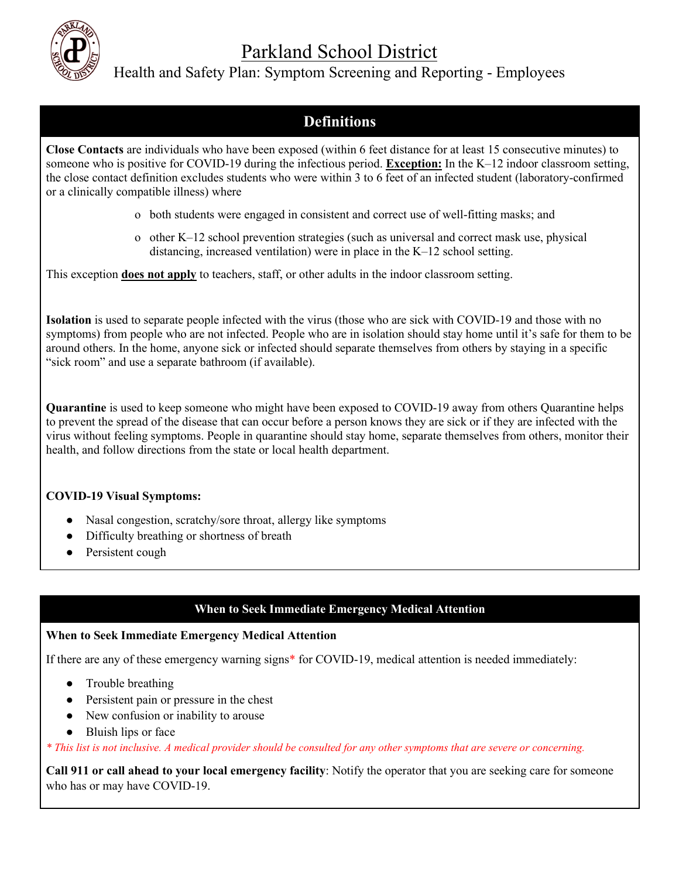# Parkland School District

Health and Safety Plan: Symptom Screening and Reporting - Employees

## Definitions

**Close Contacts** are individuals who have been exposed (within 6 feet distance for at least 15 consecutive minutes) to someone who is positive for COVID-19 during the infectious period. **Exception:** In the K–12 indoor classroom setting, the close contact definition excludes students who were within 3 to 6 feet of an infected student (laboratory-confirmed or a clinically compatible illness) where

- both students were engaged in consistent and correct use of well-fitting masks; and
- other K–12 school prevention strategies (such as universal and correct mask use, physical distancing, increased ventilation) were in place in the K–12 school setting.

This exception **does not apply** to teachers, staff, or other adults in the indoor classroom setting.

**Isolation** is used to separate people infected with the virus (those who are sick with COVID-19 and those with no symptoms) from people who are not infected. People who are in isolation should stay home until it's safe for them to be around others. In the home, anyone sick or infected should separate themselves from others by staying in a specific "sick room" and use a separate bathroom (if available).

**Quarantine** is used to keep someone who might have been exposed to COVID-19 away from others Quarantine helps to prevent the spread of the disease that can occur before a person knows they are sick or if they are infected with the virus without feeling symptoms. People in quarantine should stay home, separate themselves from others, monitor their health, and follow directions from the state or local health department.

**COVID-19 Visual Symptoms:**

- Nasal congestion, scratchy/sore throat, allergy like symptoms
- Difficulty breathing or shortness of breath
- Persistent cough

## When to Seek Immediate Emergency Medical Attention

**When to Seek Immediate Emergency Medical Attention**

If there are any of these emergency warning signs* for COVID-19, medical attention is needed immediately:

- Trouble breathing
- Persistent pain or pressure in the chest
- New confusion or inability to arouse
- Bluish lips or face

*\* This list is not inclusive. A medical provider should be consulted for any other symptoms that are severe or concerning.*

**Call 911 or call ahead to your local emergency facility**: Notify the operator that you are seeking care for someone who has or may have COVID-19.